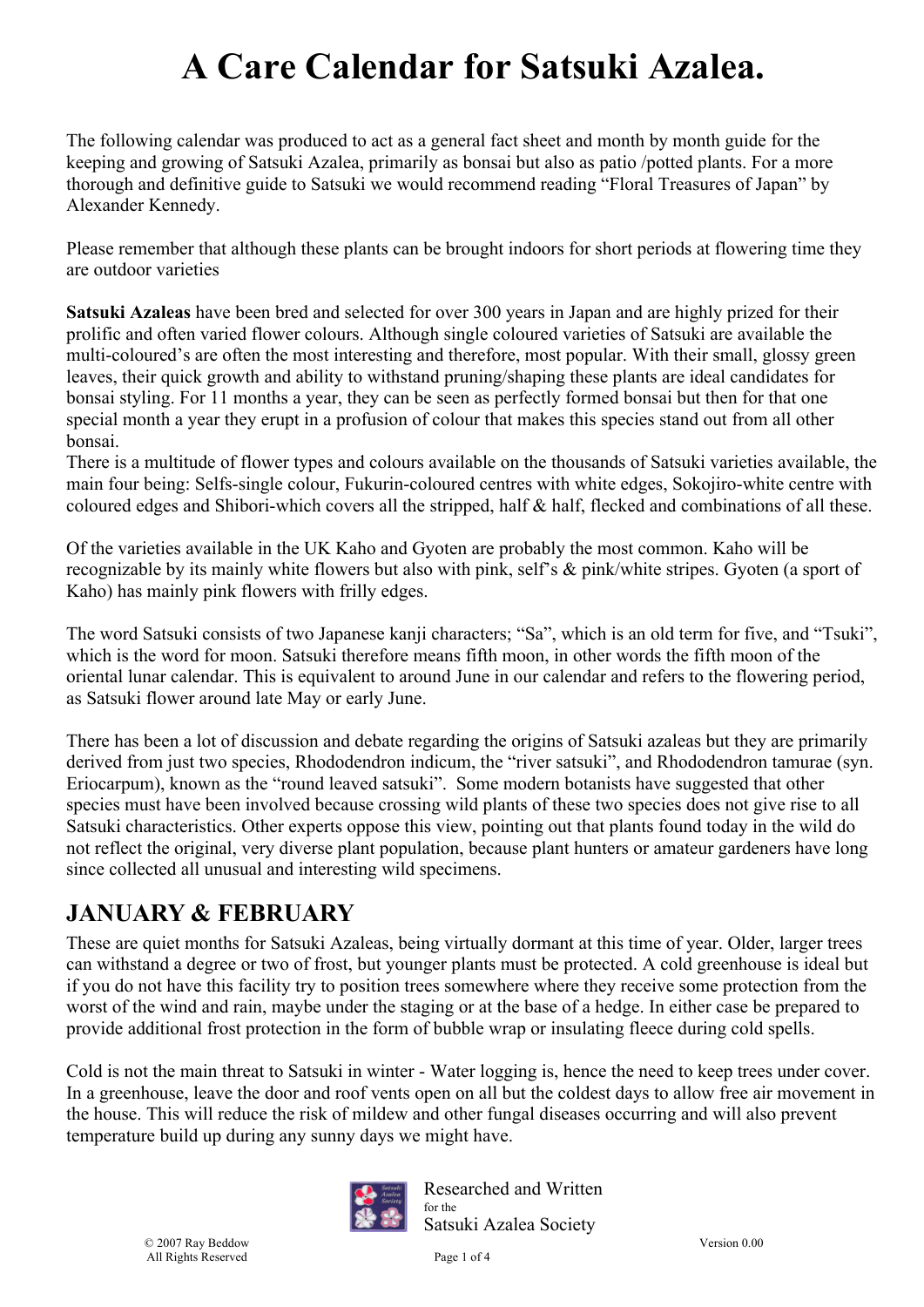# A Care Calendar for Satsuki Azalea.

The following calendar was produced to act as a general fact sheet and month by month guide for the keeping and growing of Satsuki Azalea, primarily as bonsai but also as patio /potted plants. For a more thorough and definitive guide to Satsuki we would recommend reading "Floral Treasures of Japan" by Alexander Kennedy.

Please remember that although these plants can be brought indoors for short periods at flowering time they are outdoor varieties

**Satsuki Azaleas** have been bred and selected for over 300 years in Japan and are highly prized for their prolific and often varied flower colours. Although single coloured varieties of Satsuki are available the multi-coloured's are often the most interesting and therefore, most popular. With their small, glossy green leaves, their quick growth and ability to withstand pruning/shaping these plants are ideal candidates for bonsai styling. For 11 months a year, they can be seen as perfectly formed bonsai but then for that one special month a year they erupt in a profusion of colour that makes this species stand out from all other bonsai.
There is a multitude of flower types and colours available on the thousands of Satsuki varieties available, the main four being: Selfs-single colour, Fukurin-coloured centres with white edges, Sokojiro-white centre with coloured edges and Shibori-which covers all the stripped, half & half, flecked and combinations of all these.

Of the varieties available in the UK Kaho and Gyoten are probably the most common. Kaho will be recognizable by its mainly white flowers but also with pink, self's & pink/white stripes. Gyoten (a sport of Kaho) has mainly pink flowers with frilly edges.

The word Satsuki consists of two Japanese kanji characters; "Sa", which is an old term for five, and "Tsuki", which is the word for moon. Satsuki therefore means fifth moon, in other words the fifth moon of the oriental lunar calendar. This is equivalent to around June in our calendar and refers to the flowering period, as Satsuki flower around late May or early June.

There has been a lot of discussion and debate regarding the origins of Satsuki azaleas but they are primarily derived from just two species, Rhododendron indicum, the "river satsuki", and Rhododendron tamurae (syn. Eriocarpum), known as the "round leaved satsuki". Some modern botanists have suggested that other species must have been involved because crossing wild plants of these two species does not give rise to all Satsuki characteristics. Other experts oppose this view, pointing out that plants found today in the wild do not reflect the original, very diverse plant population, because plant hunters or amateur gardeners have long since collected all unusual and interesting wild specimens.

## JANUARY & FEBRUARY

These are quiet months for Satsuki Azaleas, being virtually dormant at this time of year. Older, larger trees can withstand a degree or two of frost, but younger plants must be protected. A cold greenhouse is ideal but if you do not have this facility try to position trees somewhere where they receive some protection from the worst of the wind and rain, maybe under the staging or at the base of a hedge. In either case be prepared to provide additional frost protection in the form of bubble wrap or insulating fleece during cold spells.

Cold is not the main threat to Satsuki in winter - Water logging is, hence the need to keep trees under cover. In a greenhouse, leave the door and roof vents open on all but the coldest days to allow free air movement in the house. This will reduce the risk of mildew and other fungal diseases occurring and will also prevent temperature build up during any sunny days we might have.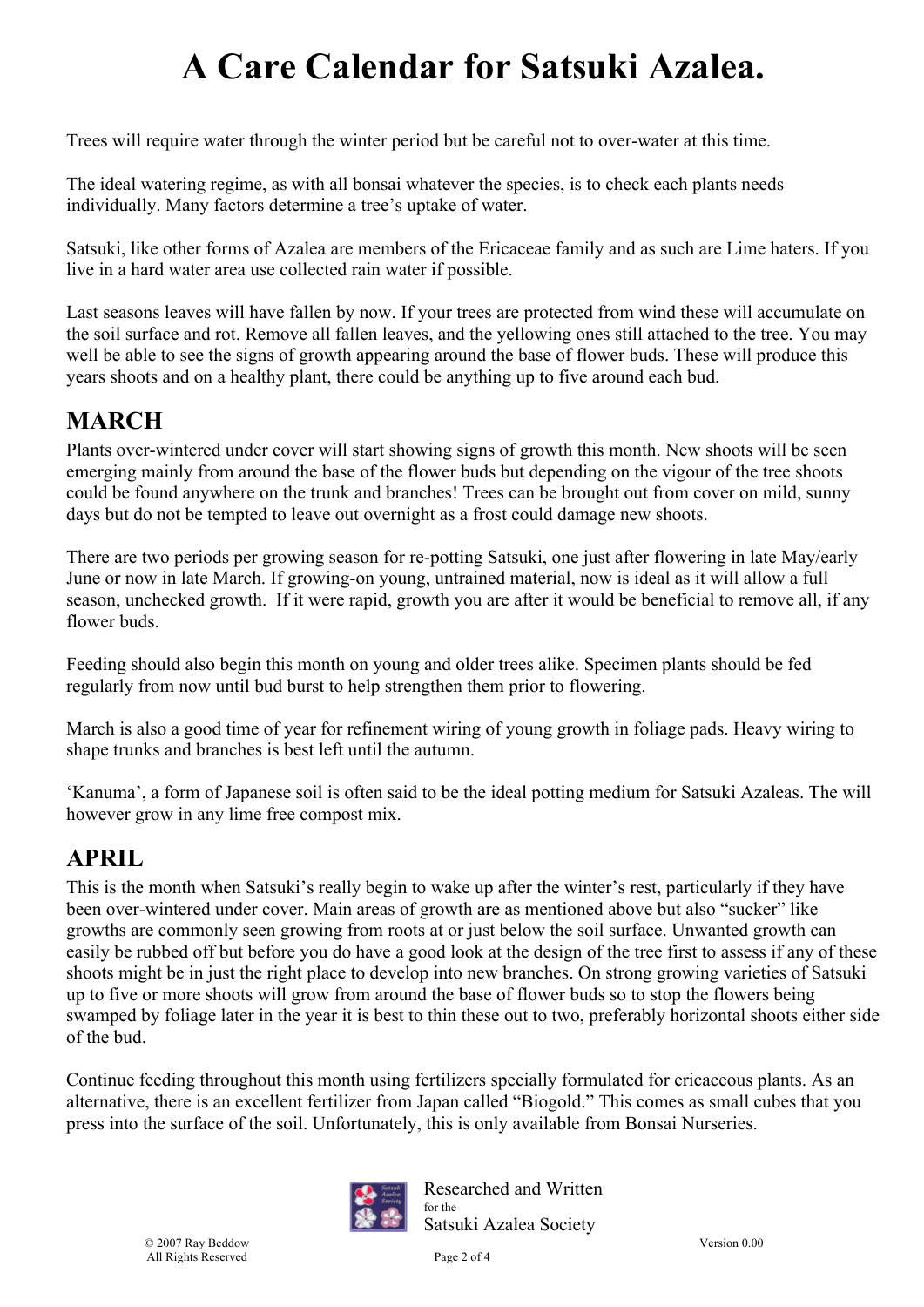# A Care Calendar for Satsuki Azalea.

Trees will require water through the winter period but be careful not to over-water at this time.

The ideal watering regime, as with all bonsai whatever the species, is to check each plants needs individually. Many factors determine a tree's uptake of water.

Satsuki, like other forms of Azalea are members of the Ericaceae family and as such are Lime haters. If you live in a hard water area use collected rain water if possible.

Last seasons leaves will have fallen by now. If your trees are protected from wind these will accumulate on the soil surface and rot. Remove all fallen leaves, and the yellowing ones still attached to the tree. You may well be able to see the signs of growth appearing around the base of flower buds. These will produce this years shoots and on a healthy plant, there could be anything up to five around each bud.

## MARCH

Plants over-wintered under cover will start showing signs of growth this month. New shoots will be seen emerging mainly from around the base of the flower buds but depending on the vigour of the tree shoots could be found anywhere on the trunk and branches! Trees can be brought out from cover on mild, sunny days but do not be tempted to leave out overnight as a frost could damage new shoots.

There are two periods per growing season for re-potting Satsuki, one just after flowering in late May/early June or now in late March. If growing-on young, untrained material, now is ideal as it will allow a full season, unchecked growth.  If it were rapid, growth you are after it would be beneficial to remove all, if any flower buds.

Feeding should also begin this month on young and older trees alike. Specimen plants should be fed regularly from now until bud burst to help strengthen them prior to flowering.

March is also a good time of year for refinement wiring of young growth in foliage pads. Heavy wiring to shape trunks and branches is best left until the autumn.

'Kanuma', a form of Japanese soil is often said to be the ideal potting medium for Satsuki Azaleas. The will however grow in any lime free compost mix.

## APRIL

This is the month when Satsuki's really begin to wake up after the winter's rest, particularly if they have been over-wintered under cover. Main areas of growth are as mentioned above but also "sucker" like growths are commonly seen growing from roots at or just below the soil surface. Unwanted growth can easily be rubbed off but before you do have a good look at the design of the tree first to assess if any of these shoots might be in just the right place to develop into new branches. On strong growing varieties of Satsuki up to five or more shoots will grow from around the base of flower buds so to stop the flowers being swamped by foliage later in the year it is best to thin these out to two, preferably horizontal shoots either side of the bud.

Continue feeding throughout this month using fertilizers specially formulated for ericaceous plants. As an alternative, there is an excellent fertilizer from Japan called "Biogold." This comes as small cubes that you press into the surface of the soil. Unfortunately, this is only available from Bonsai Nurseries.

Researched and Written for the Satsuki Azalea Society

© 2007 Ray Beddow
All Rights Reserved

Version 0.00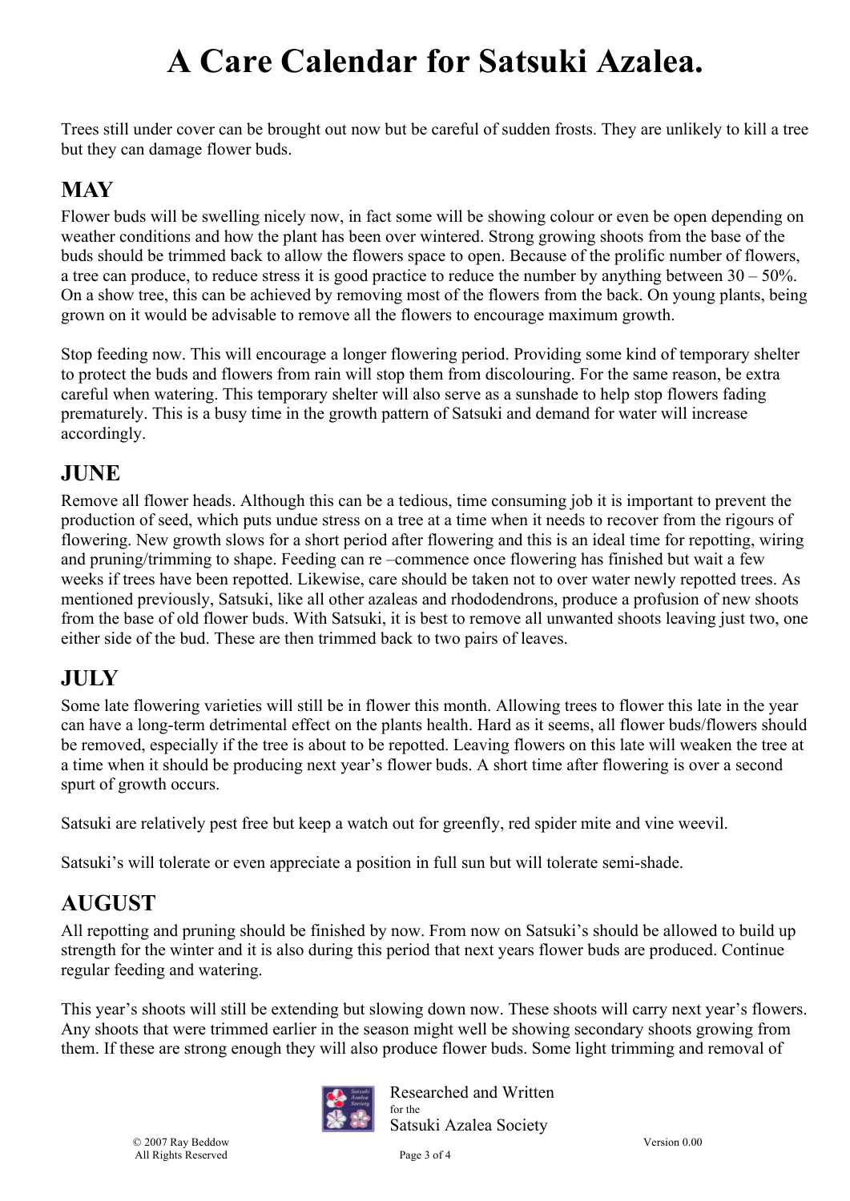# A Care Calendar for Satsuki Azalea.

Trees still under cover can be brought out now but be careful of sudden frosts. They are unlikely to kill a tree but they can damage flower buds.

## MAY

Flower buds will be swelling nicely now, in fact some will be showing colour or even be open depending on weather conditions and how the plant has been over wintered. Strong growing shoots from the base of the buds should be trimmed back to allow the flowers space to open. Because of the prolific number of flowers, a tree can produce, to reduce stress it is good practice to reduce the number by anything between 30 – 50%. On a show tree, this can be achieved by removing most of the flowers from the back. On young plants, being grown on it would be advisable to remove all the flowers to encourage maximum growth.

Stop feeding now. This will encourage a longer flowering period. Providing some kind of temporary shelter to protect the buds and flowers from rain will stop them from discolouring. For the same reason, be extra careful when watering. This temporary shelter will also serve as a sunshade to help stop flowers fading prematurely. This is a busy time in the growth pattern of Satsuki and demand for water will increase accordingly.

## JUNE

Remove all flower heads. Although this can be a tedious, time consuming job it is important to prevent the production of seed, which puts undue stress on a tree at a time when it needs to recover from the rigours of flowering. New growth slows for a short period after flowering and this is an ideal time for repotting, wiring and pruning/trimming to shape. Feeding can re –commence once flowering has finished but wait a few weeks if trees have been repotted. Likewise, care should be taken not to over water newly repotted trees. As mentioned previously, Satsuki, like all other azaleas and rhododendrons, produce a profusion of new shoots from the base of old flower buds. With Satsuki, it is best to remove all unwanted shoots leaving just two, one either side of the bud. These are then trimmed back to two pairs of leaves.

## JULY

Some late flowering varieties will still be in flower this month. Allowing trees to flower this late in the year can have a long-term detrimental effect on the plants health. Hard as it seems, all flower buds/flowers should be removed, especially if the tree is about to be repotted. Leaving flowers on this late will weaken the tree at a time when it should be producing next year's flower buds. A short time after flowering is over a second spurt of growth occurs.

Satsuki are relatively pest free but keep a watch out for greenfly, red spider mite and vine weevil.

Satsuki's will tolerate or even appreciate a position in full sun but will tolerate semi-shade.

## AUGUST

All repotting and pruning should be finished by now. From now on Satsuki's should be allowed to build up strength for the winter and it is also during this period that next years flower buds are produced. Continue regular feeding and watering.

This year's shoots will still be extending but slowing down now. These shoots will carry next year's flowers. Any shoots that were trimmed earlier in the season might well be showing secondary shoots growing from them. If these are strong enough they will also produce flower buds. Some light trimming and removal of

Researched and Written for the Satsuki Azalea Society

© 2007 Ray Beddow All Rights Reserved

Version 0.00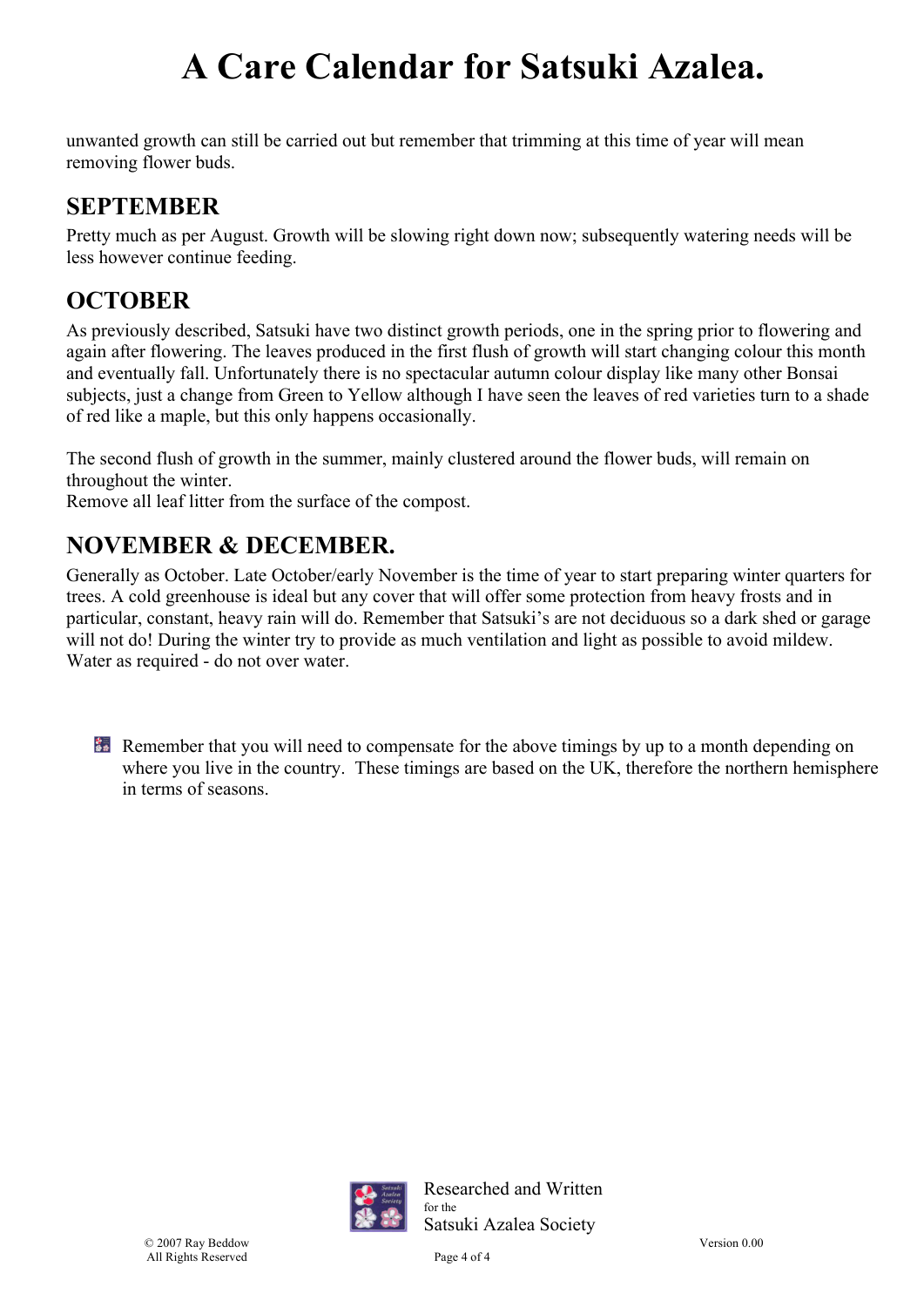unwanted growth can still be carried out but remember that trimming at this time of year will mean removing flower buds.

## SEPTEMBER

Pretty much as per August. Growth will be slowing right down now; subsequently watering needs will be less however continue feeding.

## OCTOBER

As previously described, Satsuki have two distinct growth periods, one in the spring prior to flowering and again after flowering. The leaves produced in the first flush of growth will start changing colour this month and eventually fall. Unfortunately there is no spectacular autumn colour display like many other Bonsai subjects, just a change from Green to Yellow although I have seen the leaves of red varieties turn to a shade of red like a maple, but this only happens occasionally.

The second flush of growth in the summer, mainly clustered around the flower buds, will remain on throughout the winter.
Remove all leaf litter from the surface of the compost.

## NOVEMBER & DECEMBER.

Generally as October. Late October/early November is the time of year to start preparing winter quarters for trees. A cold greenhouse is ideal but any cover that will offer some protection from heavy frosts and in particular, constant, heavy rain will do. Remember that Satsuki's are not deciduous so a dark shed or garage will not do! During the winter try to provide as much ventilation and light as possible to avoid mildew. Water as required - do not over water.

- Remember that you will need to compensate for the above timings by up to a month depending on where you live in the country. These timings are based on the UK, therefore the northern hemisphere in terms of seasons.

Researched and Written
for the
Satsuki Azalea Society

© 2007 Ray Beddow
All Rights Reserved

Version 0.00